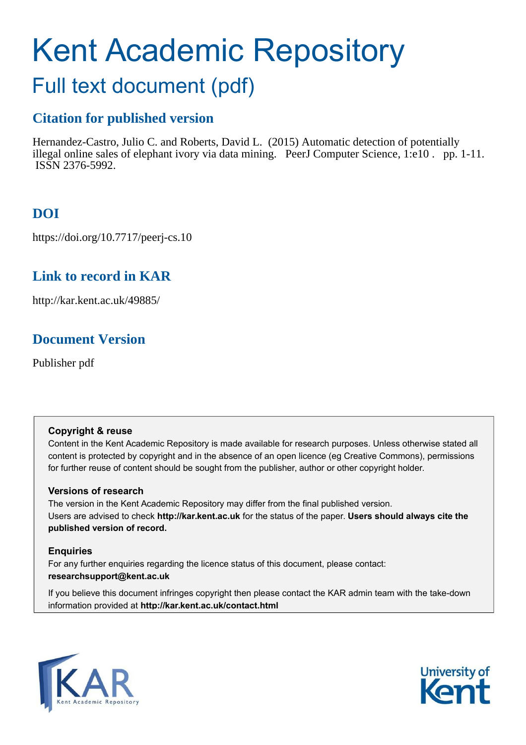# Kent Academic Repository

## Full text document (pdf)

### Citation for published version

Hernandez-Castro, Julio C. and Roberts, David L. (2015) Automatic detection of potentially illegal online sales of elephant ivory via data mining. PeerJ Computer Science, 1:e10 . pp. 1-11. ISSN 2376-5992.

### DOI

https://doi.org/10.7717/peerj-cs.10

### Link to record in KAR

http://kar.kent.ac.uk/49885/

### Document Version

Publisher pdf

**Copyright & reuse**

Content in the Kent Academic Repository is made available for research purposes. Unless otherwise stated all content is protected by copyright and in the absence of an open licence (eg Creative Commons), permissions for further reuse of content should be sought from the publisher, author or other copyright holder.

**Versions of research**

The version in the Kent Academic Repository may differ from the final published version. Users are advised to check **http://kar.kent.ac.uk** for the status of the paper. **Users should always cite the published version of record.**

**Enquiries**

For any further enquiries regarding the licence status of this document, please contact: **researchsupport@kent.ac.uk**

If you believe this document infringes copyright then please contact the KAR admin team with the take-down information provided at **http://kar.kent.ac.uk/contact.html**

KAR Kent Academic Repository

University of Kent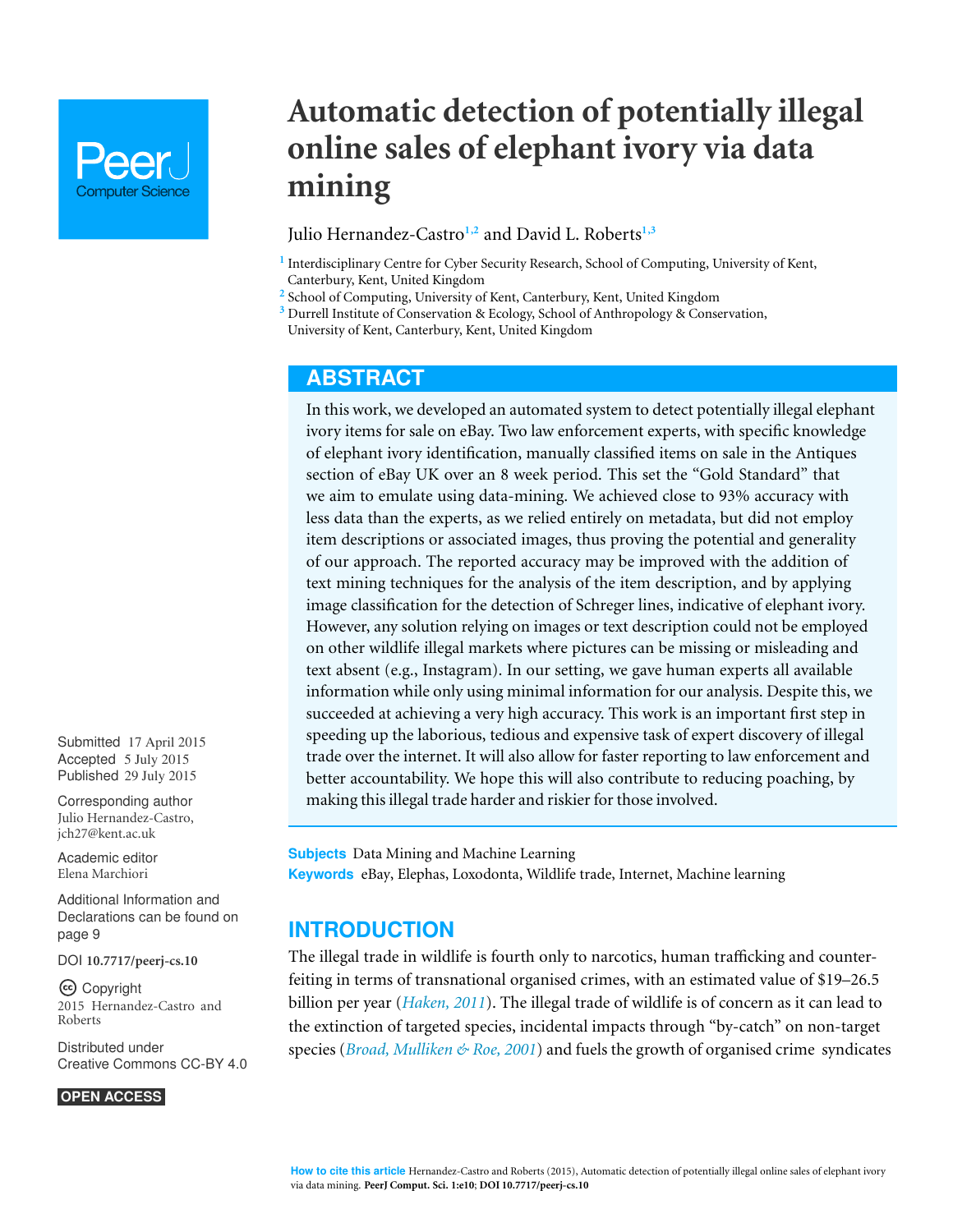# Automatic detection of potentially illegal online sales of elephant ivory via data mining

Julio Hernandez-Castro[1,2] and David L. Roberts[1,3]

[1] Interdisciplinary Centre for Cyber Security Research, School of Computing, University of Kent, Canterbury, Kent, United Kingdom

[2] School of Computing, University of Kent, Canterbury, Kent, United Kingdom

[3] Durrell Institute of Conservation & Ecology, School of Anthropology & Conservation, University of Kent, Canterbury, Kent, United Kingdom

## ABSTRACT

In this work, we developed an automated system to detect potentially illegal elephant ivory items for sale on eBay. Two law enforcement experts, with specific knowledge of elephant ivory identification, manually classified items on sale in the Antiques section of eBay UK over an 8 week period. This set the "Gold Standard" that we aim to emulate using data-mining. We achieved close to 93% accuracy with less data than the experts, as we relied entirely on metadata, but did not employ item descriptions or associated images, thus proving the potential and generality of our approach. The reported accuracy may be improved with the addition of text mining techniques for the analysis of the item description, and by applying image classification for the detection of Schreger lines, indicative of elephant ivory. However, any solution relying on images or text description could not be employed on other wildlife illegal markets where pictures can be missing or misleading and text absent (e.g., Instagram). In our setting, we gave human experts all available information while only using minimal information for our analysis. Despite this, we succeeded at achieving a very high accuracy. This work is an important first step in speeding up the laborious, tedious and expensive task of expert discovery of illegal trade over the internet. It will also allow for faster reporting to law enforcement and better accountability. We hope this will also contribute to reducing poaching, by making this illegal trade harder and riskier for those involved.

**Subjects** Data Mining and Machine Learning

**Keywords** eBay, Elephas, Loxodonta, Wildlife trade, Internet, Machine learning

Submitted 17 April 2015
Accepted 5 July 2015
Published 29 July 2015

Corresponding author
Julio Hernandez-Castro, jch27@kent.ac.uk

Academic editor
Elena Marchiori

Additional Information and Declarations can be found on page 9

DOI **10.7717/peerj-cs.10**

Copyright
2015 Hernandez-Castro and Roberts

Distributed under
Creative Commons CC-BY 4.0

OPEN ACCESS

## INTRODUCTION

The illegal trade in wildlife is fourth only to narcotics, human trafficking and counterfeiting in terms of transnational organised crimes, with an estimated value of $19–26.5 billion per year (*Haken, 2011*). The illegal trade of wildlife is of concern as it can lead to the extinction of targeted species, incidental impacts through "by-catch" on non-target species (*Broad, Mulliken & Roe, 2001*) and fuels the growth of organised crime syndicates

**How to cite this article** Hernandez-Castro and Roberts (2015), Automatic detection of potentially illegal online sales of elephant ivory via data mining. **PeerJ Comput. Sci. 1:e10; DOI 10.7717/peerj-cs.10**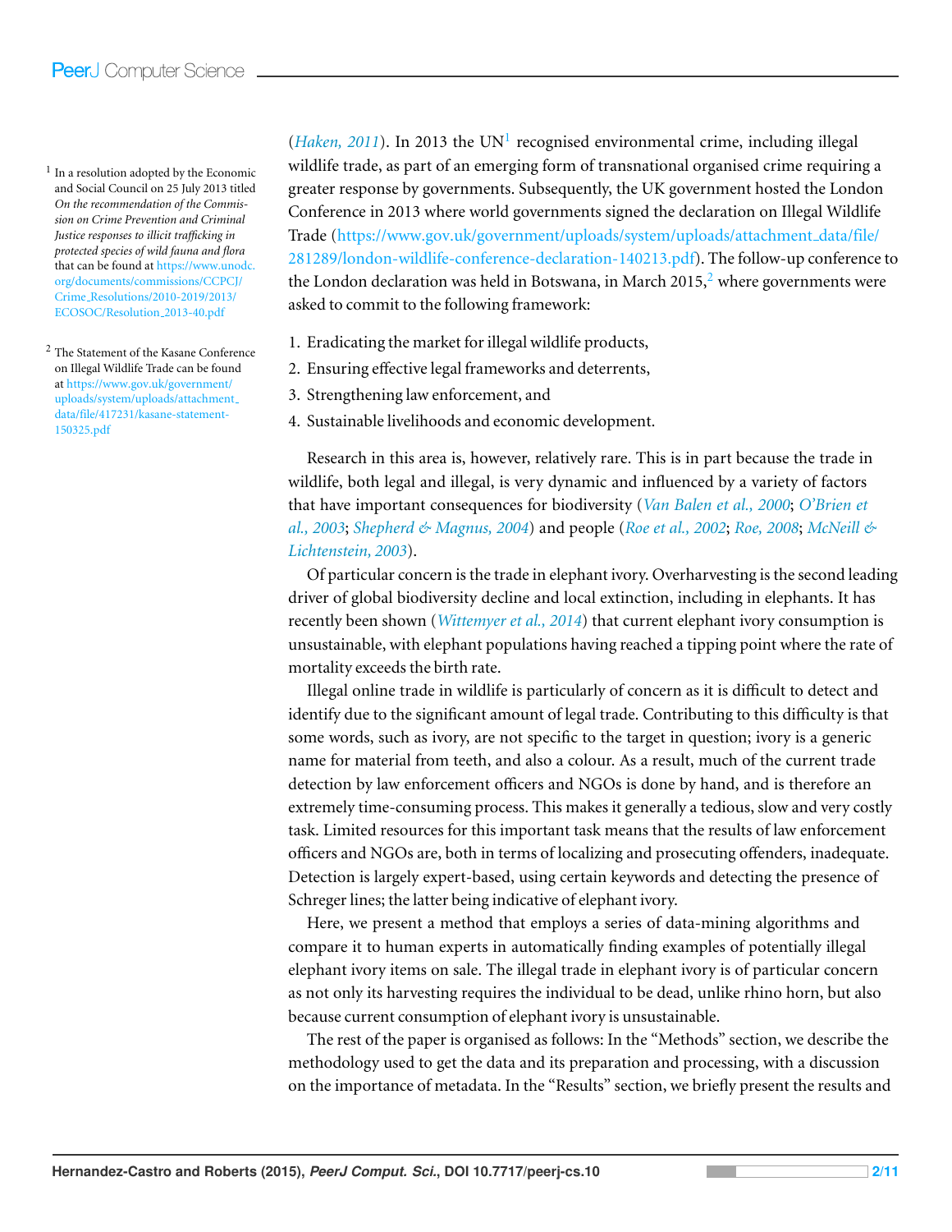(*Haken, 2011*). In 2013 the UN[1] recognised environmental crime, including illegal wildlife trade, as part of an emerging form of transnational organised crime requiring a greater response by governments. Subsequently, the UK government hosted the London Conference in 2013 where world governments signed the declaration on Illegal Wildlife Trade (https://www.gov.uk/government/uploads/system/uploads/attachment_data/file/281289/london-wildlife-conference-declaration-140213.pdf). The follow-up conference to the London declaration was held in Botswana, in March 2015,[2] where governments were asked to commit to the following framework:

1. Eradicating the market for illegal wildlife products,
2. Ensuring effective legal frameworks and deterrents,
3. Strengthening law enforcement, and
4. Sustainable livelihoods and economic development.

Research in this area is, however, relatively rare. This is in part because the trade in wildlife, both legal and illegal, is very dynamic and influenced by a variety of factors that have important consequences for biodiversity (*Van Balen et al., 2000*; *O'Brien et al., 2003*; *Shepherd & Magnus, 2004*) and people (*Roe et al., 2002*; *Roe, 2008*; *McNeill & Lichtenstein, 2003*).

Of particular concern is the trade in elephant ivory. Overharvesting is the second leading driver of global biodiversity decline and local extinction, including in elephants. It has recently been shown (*Wittemyer et al., 2014*) that current elephant ivory consumption is unsustainable, with elephant populations having reached a tipping point where the rate of mortality exceeds the birth rate.

Illegal online trade in wildlife is particularly of concern as it is difficult to detect and identify due to the significant amount of legal trade. Contributing to this difficulty is that some words, such as ivory, are not specific to the target in question; ivory is a generic name for material from teeth, and also a colour. As a result, much of the current trade detection by law enforcement officers and NGOs is done by hand, and is therefore an extremely time-consuming process. This makes it generally a tedious, slow and very costly task. Limited resources for this important task means that the results of law enforcement officers and NGOs are, both in terms of localizing and prosecuting offenders, inadequate. Detection is largely expert-based, using certain keywords and detecting the presence of Schreger lines; the latter being indicative of elephant ivory.

Here, we present a method that employs a series of data-mining algorithms and compare it to human experts in automatically finding examples of potentially illegal elephant ivory items on sale. The illegal trade in elephant ivory is of particular concern as not only its harvesting requires the individual to be dead, unlike rhino horn, but also because current consumption of elephant ivory is unsustainable.

The rest of the paper is organised as follows: In the "Methods" section, we describe the methodology used to get the data and its preparation and processing, with a discussion on the importance of metadata. In the "Results" section, we briefly present the results and

[1] In a resolution adopted by the Economic and Social Council on 25 July 2013 titled *On the recommendation of the Commission on Crime Prevention and Criminal Justice responses to illicit trafficking in protected species of wild fauna and flora* that can be found at https://www.unodc.org/documents/commissions/CCPCJ/Crime_Resolutions/2010-2019/2013/ECOSOC/Resolution_2013-40.pdf

[2] The Statement of the Kasane Conference on Illegal Wildlife Trade can be found at https://www.gov.uk/government/uploads/system/uploads/attachment_data/file/417231/kasane-statement-150325.pdf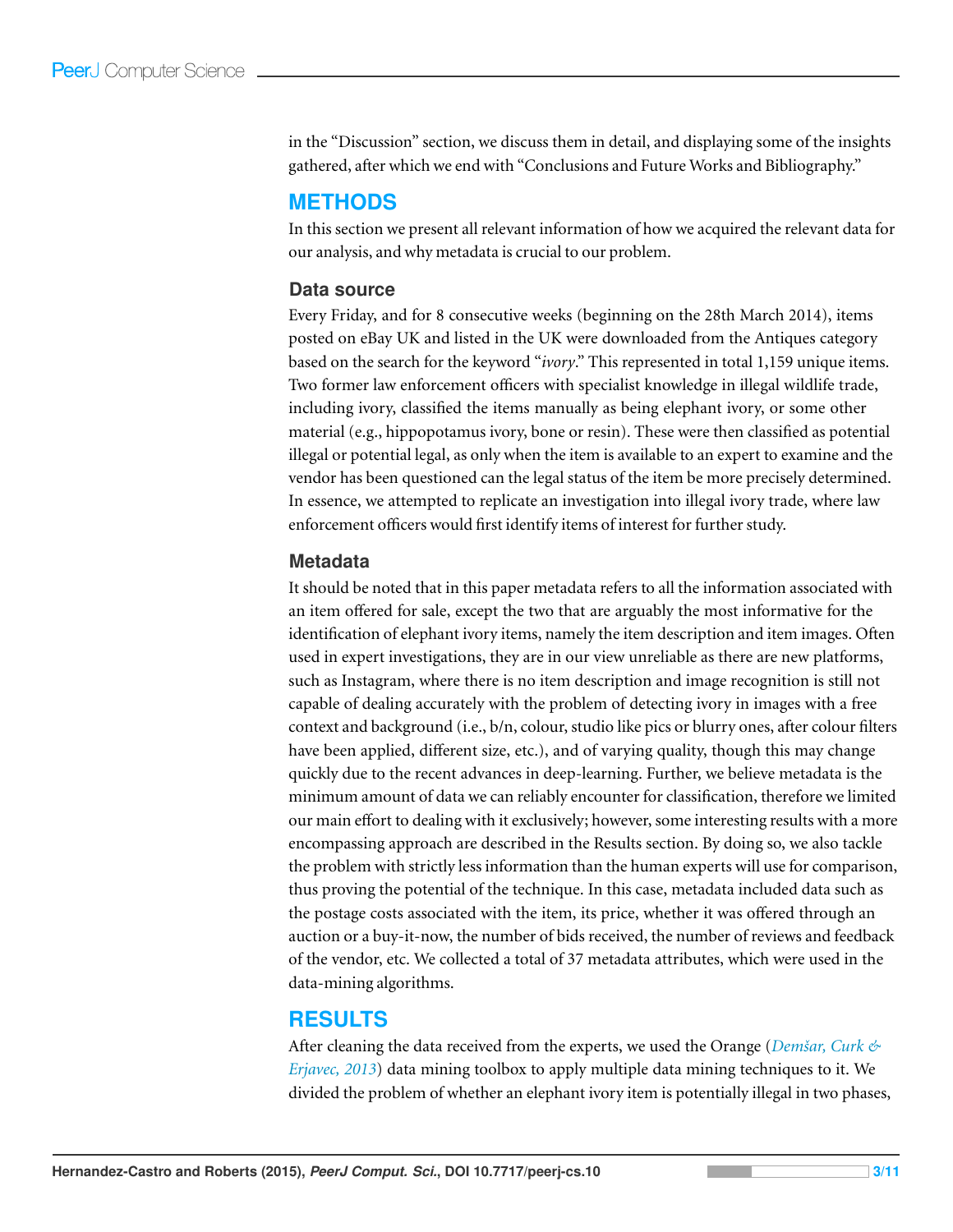in the "Discussion" section, we discuss them in detail, and displaying some of the insights gathered, after which we end with "Conclusions and Future Works and Bibliography."

# METHODS

In this section we present all relevant information of how we acquired the relevant data for our analysis, and why metadata is crucial to our problem.

## Data source

Every Friday, and for 8 consecutive weeks (beginning on the 28th March 2014), items posted on eBay UK and listed in the UK were downloaded from the Antiques category based on the search for the keyword "*ivory*." This represented in total 1,159 unique items. Two former law enforcement officers with specialist knowledge in illegal wildlife trade, including ivory, classified the items manually as being elephant ivory, or some other material (e.g., hippopotamus ivory, bone or resin). These were then classified as potential illegal or potential legal, as only when the item is available to an expert to examine and the vendor has been questioned can the legal status of the item be more precisely determined. In essence, we attempted to replicate an investigation into illegal ivory trade, where law enforcement officers would first identify items of interest for further study.

## Metadata

It should be noted that in this paper metadata refers to all the information associated with an item offered for sale, except the two that are arguably the most informative for the identification of elephant ivory items, namely the item description and item images. Often used in expert investigations, they are in our view unreliable as there are new platforms, such as Instagram, where there is no item description and image recognition is still not capable of dealing accurately with the problem of detecting ivory in images with a free context and background (i.e., b/n, colour, studio like pics or blurry ones, after colour filters have been applied, different size, etc.), and of varying quality, though this may change quickly due to the recent advances in deep-learning. Further, we believe metadata is the minimum amount of data we can reliably encounter for classification, therefore we limited our main effort to dealing with it exclusively; however, some interesting results with a more encompassing approach are described in the Results section. By doing so, we also tackle the problem with strictly less information than the human experts will use for comparison, thus proving the potential of the technique. In this case, metadata included data such as the postage costs associated with the item, its price, whether it was offered through an auction or a buy-it-now, the number of bids received, the number of reviews and feedback of the vendor, etc. We collected a total of 37 metadata attributes, which were used in the data-mining algorithms.

# RESULTS

After cleaning the data received from the experts, we used the Orange (*Demšar, Curk & Erjavec, 2013*) data mining toolbox to apply multiple data mining techniques to it. We divided the problem of whether an elephant ivory item is potentially illegal in two phases,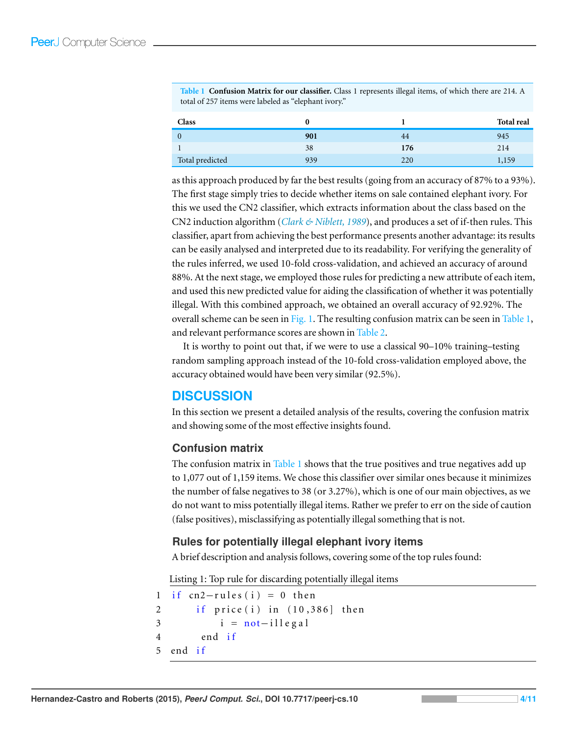**Table 1** **Confusion Matrix for our classifier.** Class 1 represents illegal items, of which there are 214. A total of 257 items were labeled as "elephant ivory."

| Class | 0 | 1 | Total real |
|---|---|---|---|
| 0 | **901** | 44 | 945 |
| 1 | 38 | **176** | 214 |
| Total predicted | 939 | 220 | 1,159 |

as this approach produced by far the best results (going from an accuracy of 87% to a 93%). The first stage simply tries to decide whether items on sale contained elephant ivory. For this we used the CN2 classifier, which extracts information about the class based on the CN2 induction algorithm (*Clark & Niblett, 1989*), and produces a set of if-then rules. This classifier, apart from achieving the best performance presents another advantage: its results can be easily analysed and interpreted due to its readability. For verifying the generality of the rules inferred, we used 10-fold cross-validation, and achieved an accuracy of around 88%. At the next stage, we employed those rules for predicting a new attribute of each item, and used this new predicted value for aiding the classification of whether it was potentially illegal. With this combined approach, we obtained an overall accuracy of 92.92%. The overall scheme can be seen in Fig. 1. The resulting confusion matrix can be seen in Table 1, and relevant performance scores are shown in Table 2.

It is worthy to point out that, if we were to use a classical 90–10% training–testing random sampling approach instead of the 10-fold cross-validation employed above, the accuracy obtained would have been very similar (92.5%).

## DISCUSSION

In this section we present a detailed analysis of the results, covering the confusion matrix and showing some of the most effective insights found.

### Confusion matrix

The confusion matrix in Table 1 shows that the true positives and true negatives add up to 1,077 out of 1,159 items. We chose this classifier over similar ones because it minimizes the number of false negatives to 38 (or 3.27%), which is one of our main objectives, as we do not want to miss potentially illegal items. Rather we prefer to err on the side of caution (false positives), misclassifying as potentially illegal something that is not.

### Rules for potentially illegal elephant ivory items

A brief description and analysis follows, covering some of the top rules found:

Listing 1: Top rule for discarding potentially illegal items

```
1  if cn2-rules(i) = 0 then
2      if price(i) in (10,386] then
3          i = not-illegal
4      end if
5  end if
```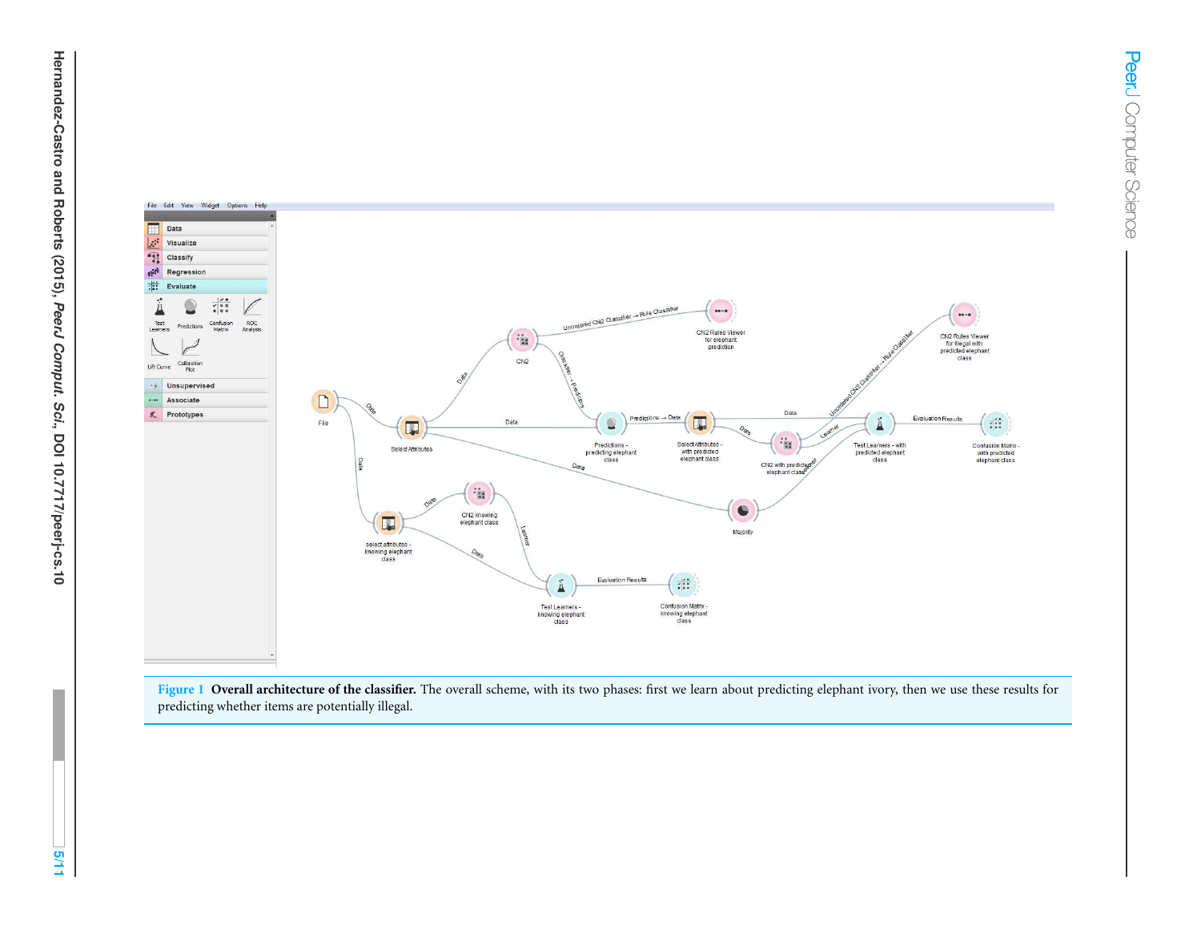File Edit View Widget Options Help

Data
Visualize
Classify
Regression
Evaluate
Test Learners
Predictions
Confusion Matrix
ROC Analysis
Lift Curve
Calibration Plot
Unsupervised
Associate
Prototypes

File
Data
Select Attributes
Data
CN2
Unordered CN2 Classifier → Rule Classifier
CN2 Rules Viewer for elephant prediction
Classifier → Predictions
Data
Predictions - predicting elephant class
Predictions → Data
Select Attributes - with predicted elephant class
Data
CN2 with predicted elephant class
Data
Unordered CN2 Classifier → Rule Classifier
CN2 Rules Viewer for illegal with predicted elephant class
Learner
Test Learners - with predicted elephant class
Evaluation Results
Confusion Matrix - with predicted elephant class
Data
Majority
Learner
Data
select attributes - knowing elephant class
Data
CN2 knowing elephant class
Learner
Data
Test Learners - knowing elephant class
Evaluation Results
Confusion Matrix - knowing elephant class

**Figure 1 Overall architecture of the classifier.** The overall scheme, with its two phases: first we learn about predicting elephant ivory, then we use these results for predicting whether items are potentially illegal.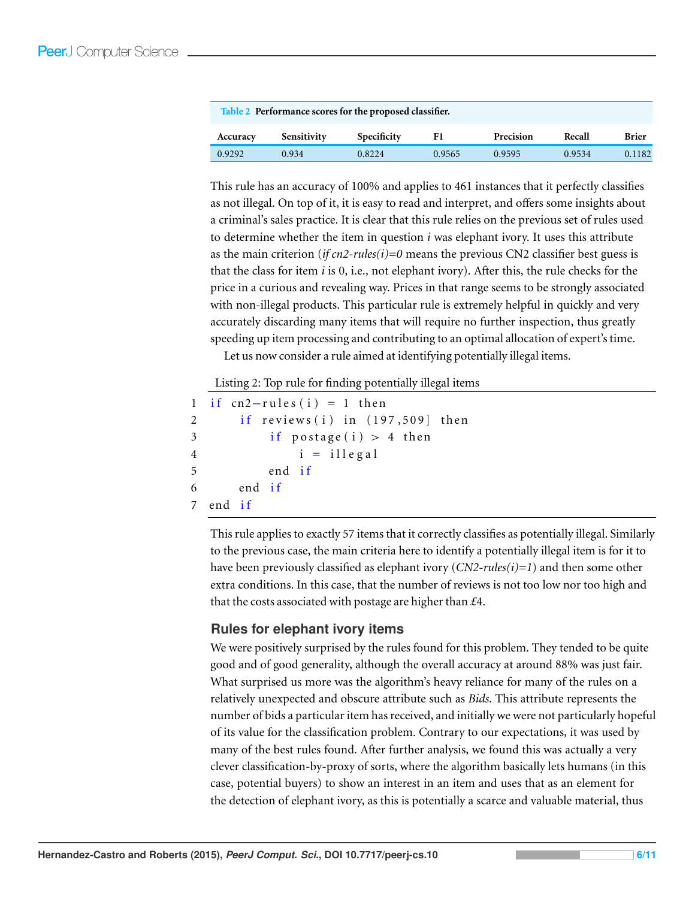**Table 2 Performance scores for the proposed classifier.**

| Accuracy | Sensitivity | Specificity | F1 | Precision | Recall | Brier |
|---|---|---|---|---|---|---|
| 0.9292 | 0.934 | 0.8224 | 0.9565 | 0.9595 | 0.9534 | 0.1182 |

This rule has an accuracy of 100% and applies to 461 instances that it perfectly classifies as not illegal. On top of it, it is easy to read and interpret, and offers some insights about a criminal's sales practice. It is clear that this rule relies on the previous set of rules used to determine whether the item in question *i* was elephant ivory. It uses this attribute as the main criterion (*if cn2-rules(i)=0* means the previous CN2 classifier best guess is that the class for item *i* is 0, i.e., not elephant ivory). After this, the rule checks for the price in a curious and revealing way. Prices in that range seems to be strongly associated with non-illegal products. This particular rule is extremely helpful in quickly and very accurately discarding many items that will require no further inspection, thus greatly speeding up item processing and contributing to an optimal allocation of expert's time.

Let us now consider a rule aimed at identifying potentially illegal items.

Listing 2: Top rule for finding potentially illegal items

```
1  if cn2-rules(i) = 1 then
2      if reviews(i) in (197,509] then
3          if postage(i) > 4 then
4              i = illegal
5          end if
6      end if
7  end if
```

This rule applies to exactly 57 items that it correctly classifies as potentially illegal. Similarly to the previous case, the main criteria here to identify a potentially illegal item is for it to have been previously classified as elephant ivory (*CN2-rules(i)=1*) and then some other extra conditions. In this case, that the number of reviews is not too low nor too high and that the costs associated with postage are higher than £4.

## Rules for elephant ivory items

We were positively surprised by the rules found for this problem. They tended to be quite good and of good generality, although the overall accuracy at around 88% was just fair. What surprised us more was the algorithm's heavy reliance for many of the rules on a relatively unexpected and obscure attribute such as *Bids*. This attribute represents the number of bids a particular item has received, and initially we were not particularly hopeful of its value for the classification problem. Contrary to our expectations, it was used by many of the best rules found. After further analysis, we found this was actually a very clever classification-by-proxy of sorts, where the algorithm basically lets humans (in this case, potential buyers) to show an interest in an item and uses that as an element for the detection of elephant ivory, as this is potentially a scarce and valuable material, thus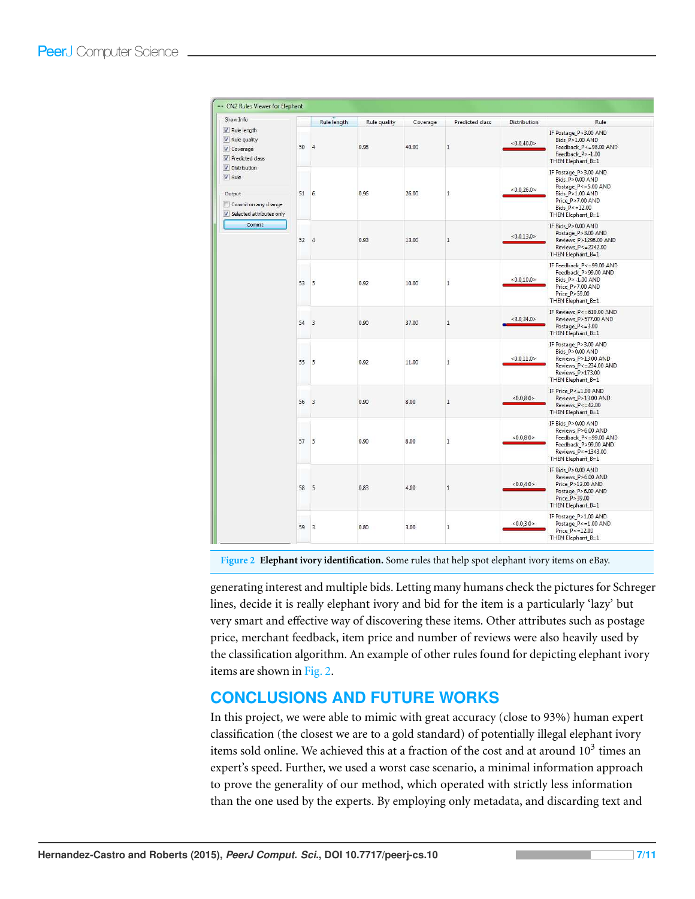CN2 Rules Viewer for Elephant

Show Info
- [x] Rule length
- [x] Rule quality
- [x] Coverage
- [x] Predicted class
- [x] Distribution
- [x] Rule

Output
- [ ] Commit on any change
- [x] Selected attributes only

Commit

| | Rule length | Rule quality | Coverage | Predicted class | Distribution | Rule |
|---|---|---|---|---|---|---|
| 50 | 4 | 0.98 | 40.00 | 1 | <0.0,40.0> | IF Postage_P>3.00 AND Bids_P>1.00 AND Feedback_P<=98.00 AND Feedback_P>-1.00 THEN Elephant_B=1 |
| 51 | 6 | 0.96 | 26.00 | 1 | <0.0,26.0> | IF Postage_P>3.00 AND Bids_P>0.00 AND Postage_P<=5.00 AND Bids_P>1.00 AND Price_P>7.00 AND Bids_P<=12.00 THEN Elephant_B=1 |
| 52 | 4 | 0.93 | 13.00 | 1 | <0.0,13.0> | IF Bids_P>0.00 AND Postage_P>3.00 AND Reviews_P>1298.00 AND Reviews_P<=2742.00 THEN Elephant_B=1 |
| 53 | 5 | 0.92 | 10.00 | 1 | <0.0,10.0> | IF Feedback_P<=99.00 AND Feedback_P>99.00 AND Bids_P>-1.00 AND Price_P>7.00 AND Price_P>59.00 THEN Elephant_B=1 |
| 54 | 3 | 0.90 | 37.00 | 1 | <3.0,34.0> | IF Reviews_P<=610.00 AND Reviews_P>577.00 AND Postage_P<=3.00 THEN Elephant_B=1 |
| 55 | 5 | 0.92 | 11.00 | 1 | <0.0,11.0> | IF Postage_P>3.00 AND Bids_P>0.00 AND Reviews_P>13.00 AND Reviews_P<=234.00 AND Reviews_P>173.00 THEN Elephant_B=1 |
| 56 | 3 | 0.90 | 8.00 | 1 | <0.0,8.0> | IF Price_P<=1.00 AND Reviews_P>13.00 AND Reviews_P<=42.00 THEN Elephant_B=1 |
| 57 | 5 | 0.90 | 8.00 | 1 | <0.0,8.0> | IF Bids_P>0.00 AND Reviews_P>6.00 AND Feedback_P<=99.00 AND Feedback_P>99.00 AND Reviews_P<=1343.00 THEN Elephant_B=1 |
| 58 | 5 | 0.83 | 4.00 | 1 | <0.0,4.0> | IF Bids_P>0.00 AND Reviews_P>6.00 AND Price_P>12.00 AND Postage_P>6.00 AND Price_P>39.00 THEN Elephant_B=1 |
| 59 | 3 | 0.80 | 3.00 | 1 | <0.0,3.0> | IF Postage_P>1.00 AND Postage_P<=1.00 AND Price_P<=12.00 THEN Elephant_B=1 |

**Figure 2 Elephant ivory identification.** Some rules that help spot elephant ivory items on eBay.

generating interest and multiple bids. Letting many humans check the pictures for Schreger lines, decide it is really elephant ivory and bid for the item is a particularly 'lazy' but very smart and effective way of discovering these items. Other attributes such as postage price, merchant feedback, item price and number of reviews were also heavily used by the classification algorithm. An example of other rules found for depicting elephant ivory items are shown in Fig. 2.

## CONCLUSIONS AND FUTURE WORKS

In this project, we were able to mimic with great accuracy (close to 93%) human expert classification (the closest we are to a gold standard) of potentially illegal elephant ivory items sold online. We achieved this at a fraction of the cost and at around $10^3$ times an expert's speed. Further, we used a worst case scenario, a minimal information approach to prove the generality of our method, which operated with strictly less information than the one used by the experts. By employing only metadata, and discarding text and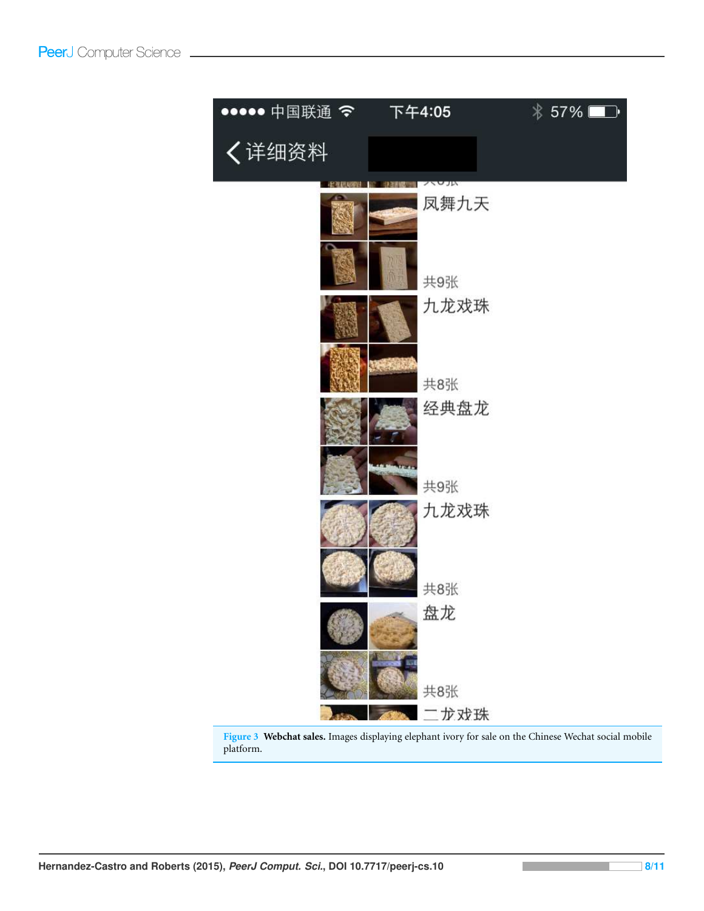Figure 3 **Webchat sales.** Images displaying elephant ivory for sale on the Chinese Wechat social mobile platform.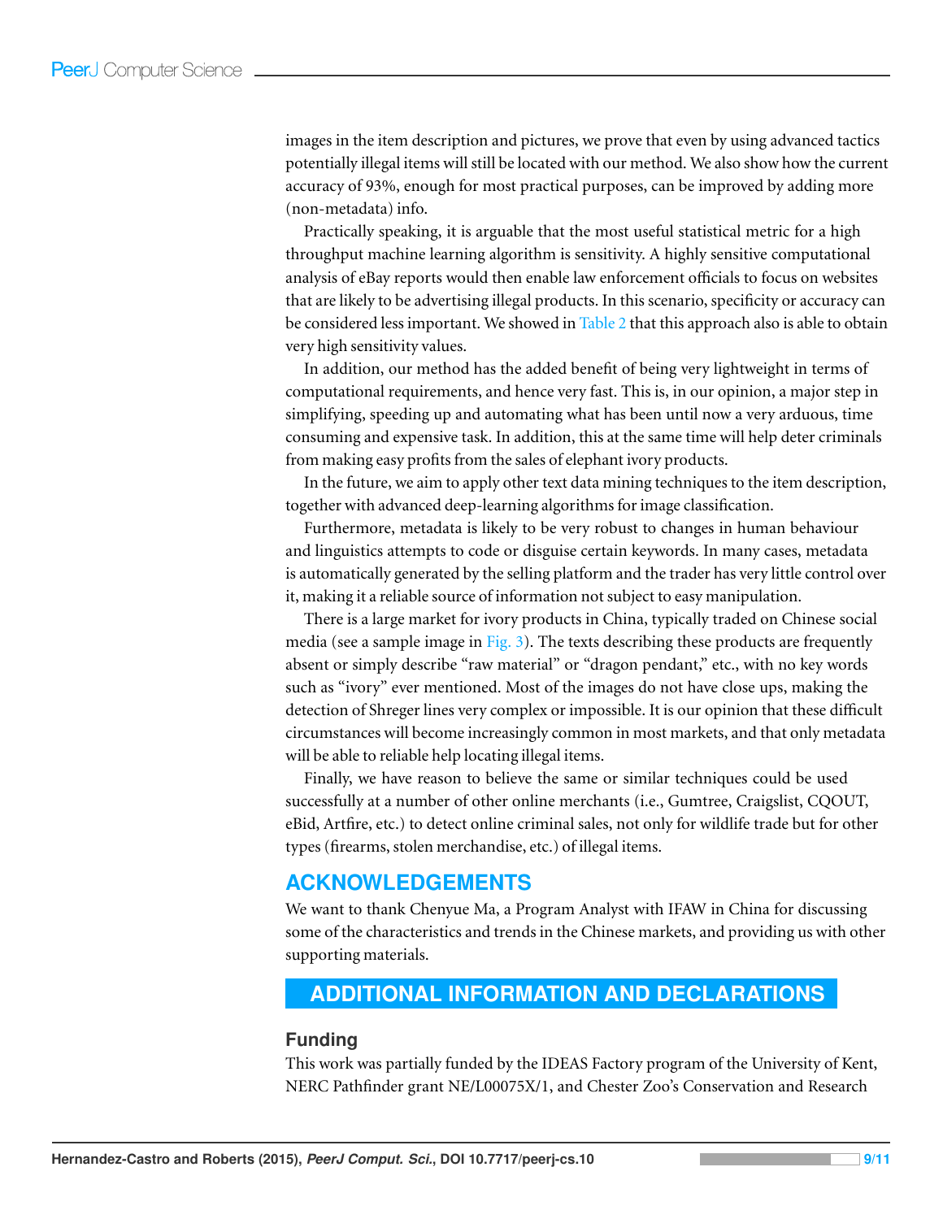images in the item description and pictures, we prove that even by using advanced tactics potentially illegal items will still be located with our method. We also show how the current accuracy of 93%, enough for most practical purposes, can be improved by adding more (non-metadata) info.

Practically speaking, it is arguable that the most useful statistical metric for a high throughput machine learning algorithm is sensitivity. A highly sensitive computational analysis of eBay reports would then enable law enforcement officials to focus on websites that are likely to be advertising illegal products. In this scenario, specificity or accuracy can be considered less important. We showed in Table 2 that this approach also is able to obtain very high sensitivity values.

In addition, our method has the added benefit of being very lightweight in terms of computational requirements, and hence very fast. This is, in our opinion, a major step in simplifying, speeding up and automating what has been until now a very arduous, time consuming and expensive task. In addition, this at the same time will help deter criminals from making easy profits from the sales of elephant ivory products.

In the future, we aim to apply other text data mining techniques to the item description, together with advanced deep-learning algorithms for image classification.

Furthermore, metadata is likely to be very robust to changes in human behaviour and linguistics attempts to code or disguise certain keywords. In many cases, metadata is automatically generated by the selling platform and the trader has very little control over it, making it a reliable source of information not subject to easy manipulation.

There is a large market for ivory products in China, typically traded on Chinese social media (see a sample image in Fig. 3). The texts describing these products are frequently absent or simply describe "raw material" or "dragon pendant," etc., with no key words such as "ivory" ever mentioned. Most of the images do not have close ups, making the detection of Shreger lines very complex or impossible. It is our opinion that these difficult circumstances will become increasingly common in most markets, and that only metadata will be able to reliable help locating illegal items.

Finally, we have reason to believe the same or similar techniques could be used successfully at a number of other online merchants (i.e., Gumtree, Craigslist, CQOUT, eBid, Artfire, etc.) to detect online criminal sales, not only for wildlife trade but for other types (firearms, stolen merchandise, etc.) of illegal items.

## ACKNOWLEDGEMENTS

We want to thank Chenyue Ma, a Program Analyst with IFAW in China for discussing some of the characteristics and trends in the Chinese markets, and providing us with other supporting materials.

# ADDITIONAL INFORMATION AND DECLARATIONS

### Funding

This work was partially funded by the IDEAS Factory program of the University of Kent, NERC Pathfinder grant NE/L00075X/1, and Chester Zoo's Conservation and Research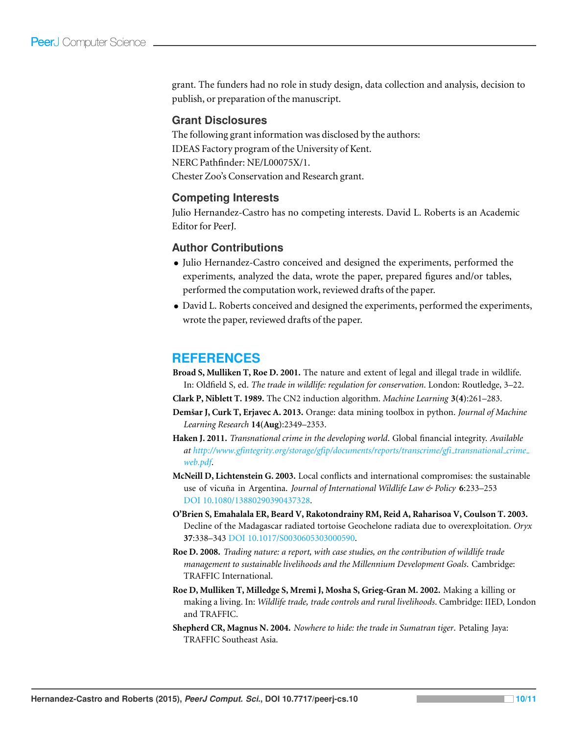grant. The funders had no role in study design, data collection and analysis, decision to publish, or preparation of the manuscript.

### Grant Disclosures

The following grant information was disclosed by the authors:
IDEAS Factory program of the University of Kent.
NERC Pathfinder: NE/L00075X/1.
Chester Zoo's Conservation and Research grant.

### Competing Interests

Julio Hernandez-Castro has no competing interests. David L. Roberts is an Academic Editor for PeerJ.

### Author Contributions

- Julio Hernandez-Castro conceived and designed the experiments, performed the experiments, analyzed the data, wrote the paper, prepared figures and/or tables, performed the computation work, reviewed drafts of the paper.
- David L. Roberts conceived and designed the experiments, performed the experiments, wrote the paper, reviewed drafts of the paper.

## REFERENCES

**Broad S, Mulliken T, Roe D. 2001.** The nature and extent of legal and illegal trade in wildlife. In: Oldfield S, ed. *The trade in wildlife: regulation for conservation*. London: Routledge, 3–22.

**Clark P, Niblett T. 1989.** The CN2 induction algorithm. *Machine Learning* **3(4)**:261–283.

**Demšar J, Curk T, Erjavec A. 2013.** Orange: data mining toolbox in python. *Journal of Machine Learning Research* **14(Aug)**:2349–2353.

**Haken J. 2011.** *Transnational crime in the developing world*. Global financial integrity. *Available at http://www.gfintegrity.org/storage/gfip/documents/reports/transcrime/gfi_transnational_crime_web.pdf*.

**McNeill D, Lichtenstein G. 2003.** Local conflicts and international compromises: the sustainable use of vicuña in Argentina. *Journal of International Wildlife Law & Policy* **6**:233–253 DOI 10.1080/13880290390437328.

**O'Brien S, Emahalala ER, Beard V, Rakotondrainy RM, Reid A, Raharisoa V, Coulson T. 2003.** Decline of the Madagascar radiated tortoise Geochelone radiata due to overexploitation. *Oryx* **37**:338–343 DOI 10.1017/S0030605303000590.

**Roe D. 2008.** *Trading nature: a report, with case studies, on the contribution of wildlife trade management to sustainable livelihoods and the Millennium Development Goals.* Cambridge: TRAFFIC International.

**Roe D, Mulliken T, Milledge S, Mremi J, Mosha S, Grieg-Gran M. 2002.** Making a killing or making a living. In: *Wildlife trade, trade controls and rural livelihoods*. Cambridge: IIED, London and TRAFFIC.

**Shepherd CR, Magnus N. 2004.** *Nowhere to hide: the trade in Sumatran tiger*. Petaling Jaya: TRAFFIC Southeast Asia.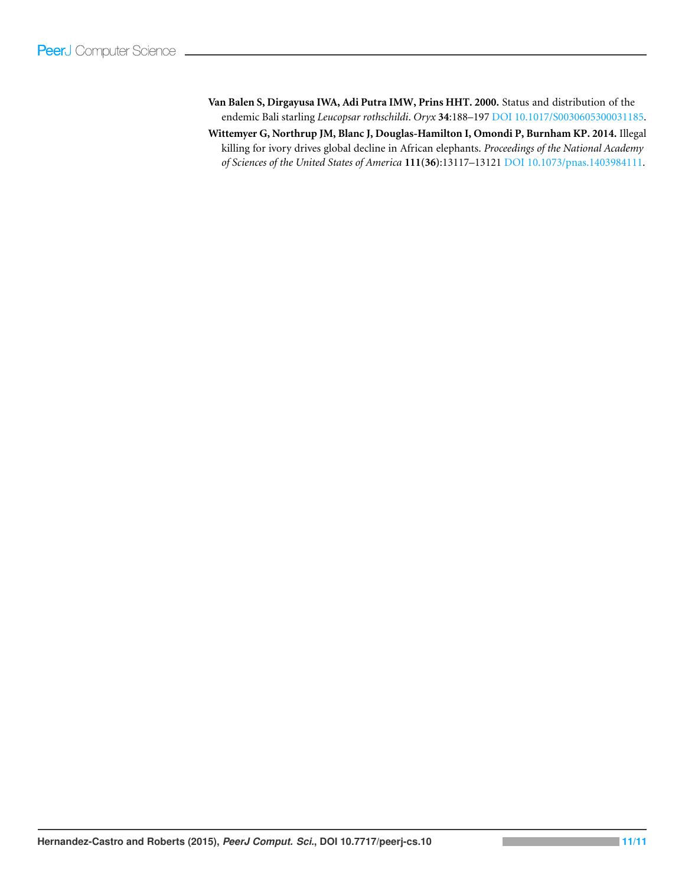**Van Balen S, Dirgayusa IWA, Adi Putra IMW, Prins HHT. 2000.** Status and distribution of the endemic Bali starling *Leucopsar rothschildi*. *Oryx* **34**:188–197 DOI 10.1017/S0030605300031185.

**Wittemyer G, Northrup JM, Blanc J, Douglas-Hamilton I, Omondi P, Burnham KP. 2014.** Illegal killing for ivory drives global decline in African elephants. *Proceedings of the National Academy of Sciences of the United States of America* **111(36)**:13117–13121 DOI 10.1073/pnas.1403984111.